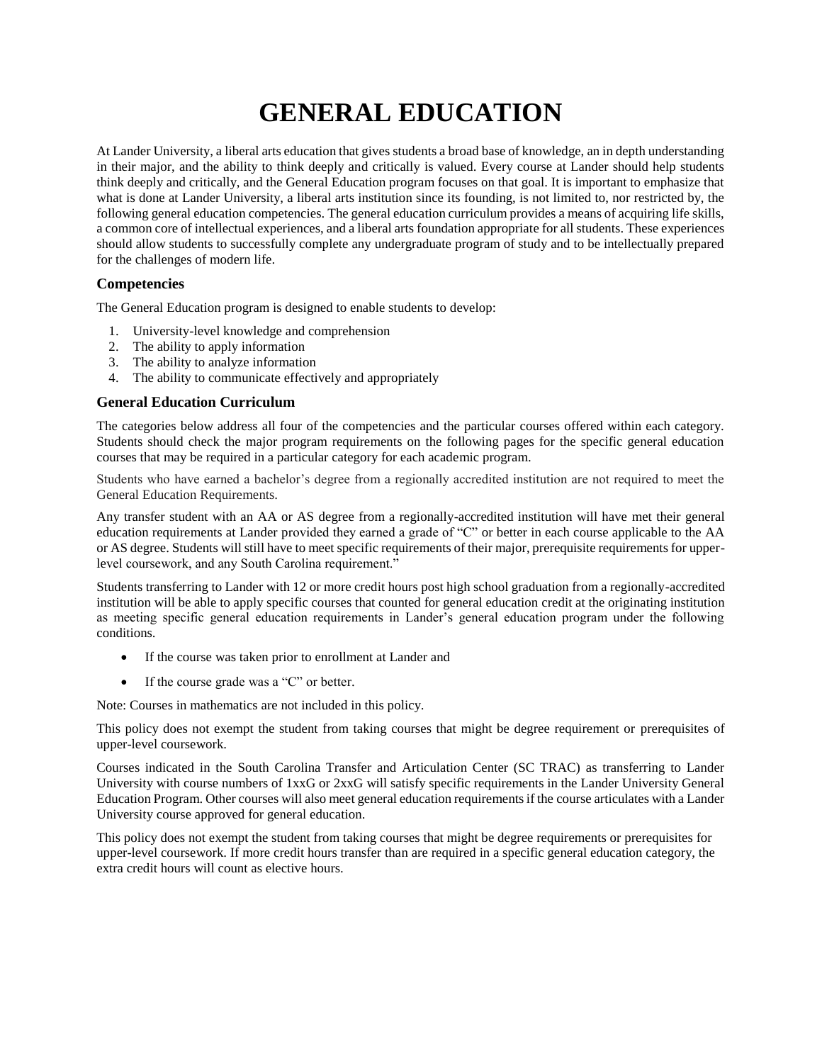# GENERAL EDUCATION

At Lander University, a liberal arts education that gives students a broad base of knowledge, an in depth understanding in their major, and the ability to think deeply and critically is valued. Every course at Lander should help students think deeply and critically, and the General Education program focuses on that goal. It is important to emphasize that what is done at Lander University, a liberal arts institution since its founding, is not limited to, nor restricted by, the following general education competencies. The general education curriculum provides a means of acquiring life skills, a common core of intellectual experiences, and a liberal arts foundation appropriate for all students. These experiences should allow students to successfully complete any undergraduate program of study and to be intellectually prepared for the challenges of modern life.

### Competencies

The General Education program is designed to enable students to develop:

1. University-level knowledge and comprehension
2. The ability to apply information
3. The ability to analyze information
4. The ability to communicate effectively and appropriately

### General Education Curriculum

The categories below address all four of the competencies and the particular courses offered within each category. Students should check the major program requirements on the following pages for the specific general education courses that may be required in a particular category for each academic program.

Students who have earned a bachelor's degree from a regionally accredited institution are not required to meet the General Education Requirements.

Any transfer student with an AA or AS degree from a regionally-accredited institution will have met their general education requirements at Lander provided they earned a grade of "C" or better in each course applicable to the AA or AS degree. Students will still have to meet specific requirements of their major, prerequisite requirements for upper-level coursework, and any South Carolina requirement."

Students transferring to Lander with 12 or more credit hours post high school graduation from a regionally-accredited institution will be able to apply specific courses that counted for general education credit at the originating institution as meeting specific general education requirements in Lander's general education program under the following conditions.

- If the course was taken prior to enrollment at Lander and
- If the course grade was a "C" or better.

Note: Courses in mathematics are not included in this policy.

This policy does not exempt the student from taking courses that might be degree requirement or prerequisites of upper-level coursework.

Courses indicated in the South Carolina Transfer and Articulation Center (SC TRAC) as transferring to Lander University with course numbers of 1xxG or 2xxG will satisfy specific requirements in the Lander University General Education Program. Other courses will also meet general education requirements if the course articulates with a Lander University course approved for general education.

This policy does not exempt the student from taking courses that might be degree requirements or prerequisites for upper-level coursework. If more credit hours transfer than are required in a specific general education category, the extra credit hours will count as elective hours.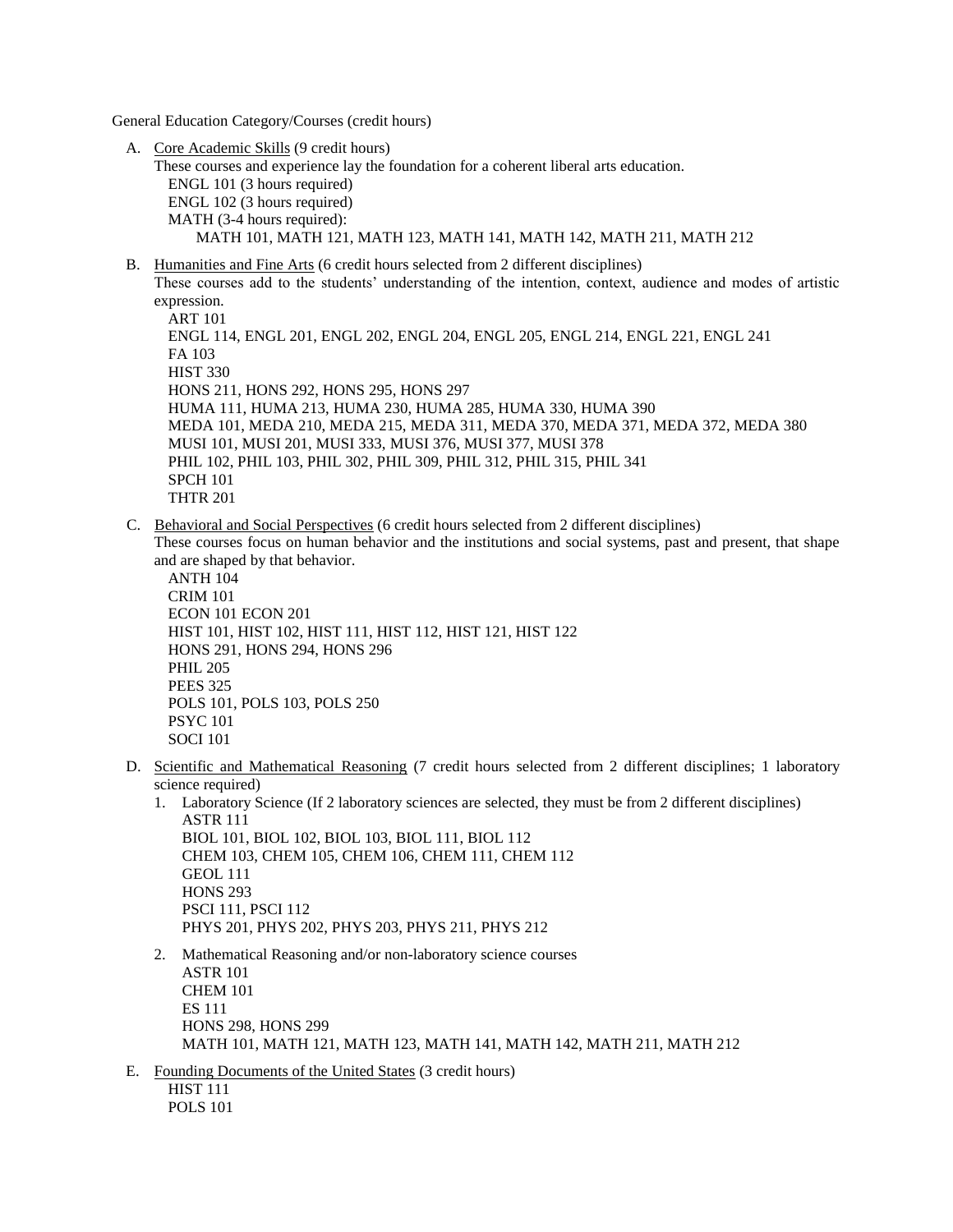General Education Category/Courses (credit hours)

A. <u>Core Academic Skills</u> (9 credit hours)
   These courses and experience lay the foundation for a coherent liberal arts education.
   - ENGL 101 (3 hours required)
   - ENGL 102 (3 hours required)
   - MATH (3-4 hours required):
     - MATH 101, MATH 121, MATH 123, MATH 141, MATH 142, MATH 211, MATH 212

B. <u>Humanities and Fine Arts</u> (6 credit hours selected from 2 different disciplines)
   These courses add to the students' understanding of the intention, context, audience and modes of artistic expression.
   - ART 101
   - ENGL 114, ENGL 201, ENGL 202, ENGL 204, ENGL 205, ENGL 214, ENGL 221, ENGL 241
   - FA 103
   - HIST 330
   - HONS 211, HONS 292, HONS 295, HONS 297
   - HUMA 111, HUMA 213, HUMA 230, HUMA 285, HUMA 330, HUMA 390
   - MEDA 101, MEDA 210, MEDA 215, MEDA 311, MEDA 370, MEDA 371, MEDA 372, MEDA 380
   - MUSI 101, MUSI 201, MUSI 333, MUSI 376, MUSI 377, MUSI 378
   - PHIL 102, PHIL 103, PHIL 302, PHIL 309, PHIL 312, PHIL 315, PHIL 341
   - SPCH 101
   - THTR 201

C. <u>Behavioral and Social Perspectives</u> (6 credit hours selected from 2 different disciplines)
   These courses focus on human behavior and the institutions and social systems, past and present, that shape and are shaped by that behavior.
   - ANTH 104
   - CRIM 101
   - ECON 101 ECON 201
   - HIST 101, HIST 102, HIST 111, HIST 112, HIST 121, HIST 122
   - HONS 291, HONS 294, HONS 296
   - PHIL 205
   - PEES 325
   - POLS 101, POLS 103, POLS 250
   - PSYC 101
   - SOCI 101

D. <u>Scientific and Mathematical Reasoning</u> (7 credit hours selected from 2 different disciplines; 1 laboratory science required)
   1. Laboratory Science (If 2 laboratory sciences are selected, they must be from 2 different disciplines)
      - ASTR 111
      - BIOL 101, BIOL 102, BIOL 103, BIOL 111, BIOL 112
      - CHEM 103, CHEM 105, CHEM 106, CHEM 111, CHEM 112
      - GEOL 111
      - HONS 293
      - PSCI 111, PSCI 112
      - PHYS 201, PHYS 202, PHYS 203, PHYS 211, PHYS 212
   2. Mathematical Reasoning and/or non-laboratory science courses
      - ASTR 101
      - CHEM 101
      - ES 111
      - HONS 298, HONS 299
      - MATH 101, MATH 121, MATH 123, MATH 141, MATH 142, MATH 211, MATH 212

E. <u>Founding Documents of the United States</u> (3 credit hours)
   - HIST 111
   - POLS 101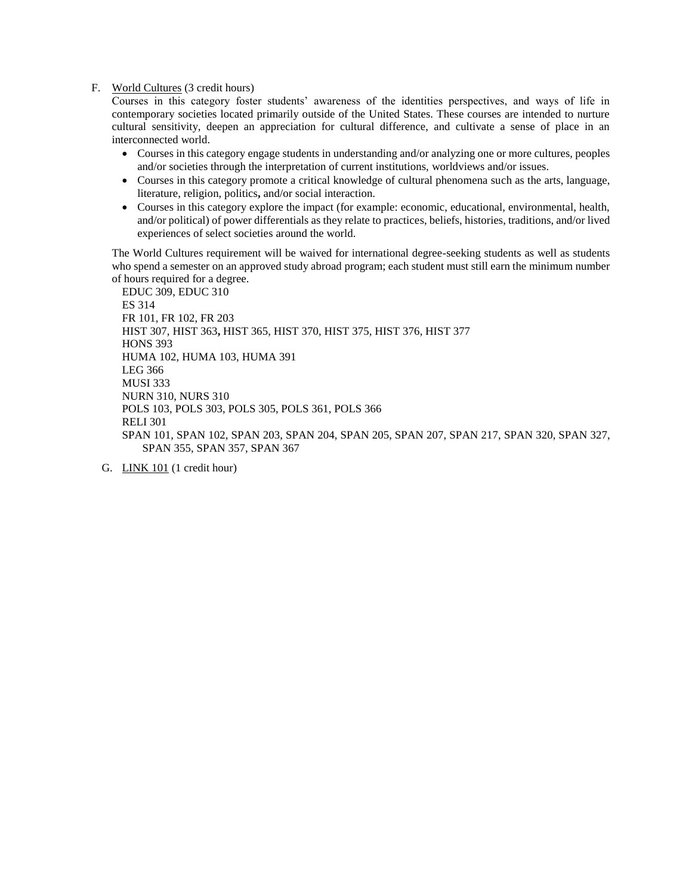F. <u>World Cultures</u> (3 credit hours)

Courses in this category foster students' awareness of the identities perspectives, and ways of life in contemporary societies located primarily outside of the United States. These courses are intended to nurture cultural sensitivity, deepen an appreciation for cultural difference, and cultivate a sense of place in an interconnected world.

- Courses in this category engage students in understanding and/or analyzing one or more cultures, peoples and/or societies through the interpretation of current institutions, worldviews and/or issues.
- Courses in this category promote a critical knowledge of cultural phenomena such as the arts, language, literature, religion, politics**,** and/or social interaction.
- Courses in this category explore the impact (for example: economic, educational, environmental, health, and/or political) of power differentials as they relate to practices, beliefs, histories, traditions, and/or lived experiences of select societies around the world.

The World Cultures requirement will be waived for international degree-seeking students as well as students who spend a semester on an approved study abroad program; each student must still earn the minimum number of hours required for a degree.

EDUC 309, EDUC 310
ES 314
FR 101, FR 102, FR 203
HIST 307, HIST 363**,** HIST 365, HIST 370, HIST 375, HIST 376, HIST 377
HONS 393
HUMA 102, HUMA 103, HUMA 391
LEG 366
MUSI 333
NURN 310, NURS 310
POLS 103, POLS 303, POLS 305, POLS 361, POLS 366
RELI 301
SPAN 101, SPAN 102, SPAN 203, SPAN 204, SPAN 205, SPAN 207, SPAN 217, SPAN 320, SPAN 327, SPAN 355, SPAN 357, SPAN 367

G. <u>LINK 101</u> (1 credit hour)